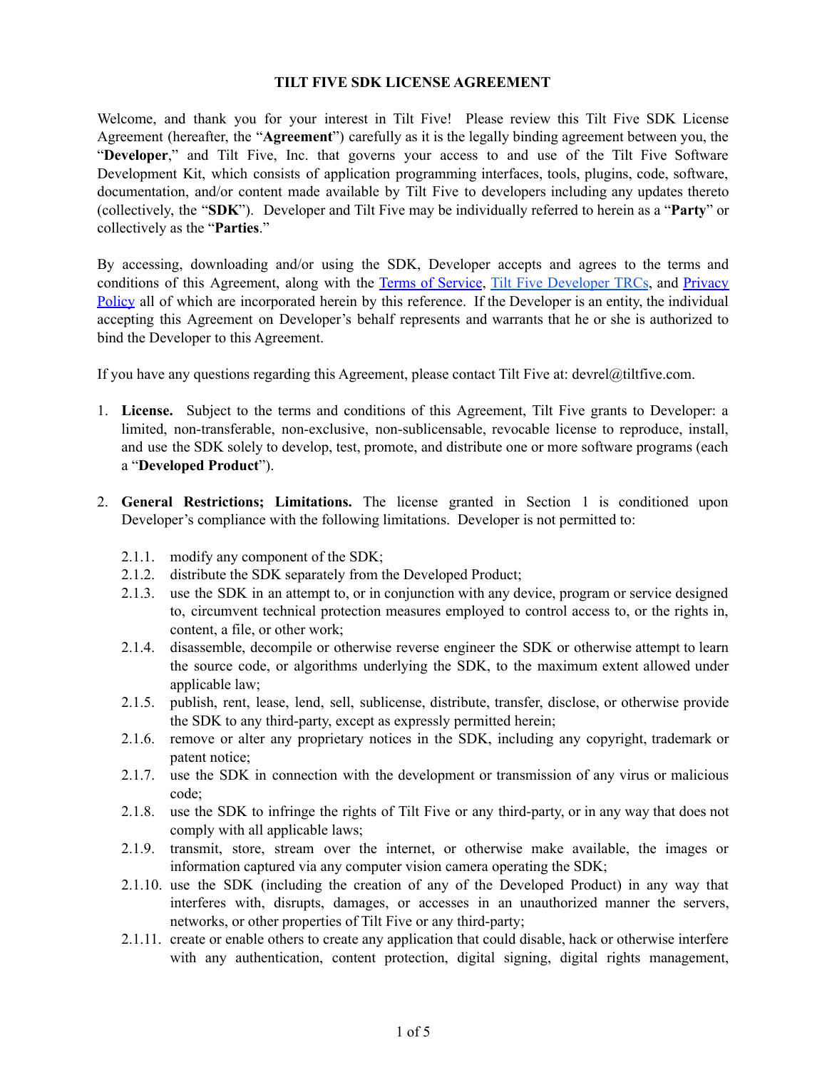# TILT FIVE SDK LICENSE AGREEMENT

Welcome, and thank you for your interest in Tilt Five! Please review this Tilt Five SDK License Agreement (hereafter, the "**Agreement**") carefully as it is the legally binding agreement between you, the "**Developer**," and Tilt Five, Inc. that governs your access to and use of the Tilt Five Software Development Kit, which consists of application programming interfaces, tools, plugins, code, software, documentation, and/or content made available by Tilt Five to developers including any updates thereto (collectively, the "**SDK**"). Developer and Tilt Five may be individually referred to herein as a "**Party**" or collectively as the "**Parties**."

By accessing, downloading and/or using the SDK, Developer accepts and agrees to the terms and conditions of this Agreement, along with the [Terms of Service](), [Tilt Five Developer TRCs](), and [Privacy Policy]() all of which are incorporated herein by this reference. If the Developer is an entity, the individual accepting this Agreement on Developer's behalf represents and warrants that he or she is authorized to bind the Developer to this Agreement.

If you have any questions regarding this Agreement, please contact Tilt Five at: devrel@tiltfive.com.

1. **License.** Subject to the terms and conditions of this Agreement, Tilt Five grants to Developer: a limited, non-transferable, non-exclusive, non-sublicensable, revocable license to reproduce, install, and use the SDK solely to develop, test, promote, and distribute one or more software programs (each a "**Developed Product**").

2. **General Restrictions; Limitations.** The license granted in Section 1 is conditioned upon Developer's compliance with the following limitations. Developer is not permitted to:

   2.1.1. modify any component of the SDK;

   2.1.2. distribute the SDK separately from the Developed Product;

   2.1.3. use the SDK in an attempt to, or in conjunction with any device, program or service designed to, circumvent technical protection measures employed to control access to, or the rights in, content, a file, or other work;

   2.1.4. disassemble, decompile or otherwise reverse engineer the SDK or otherwise attempt to learn the source code, or algorithms underlying the SDK, to the maximum extent allowed under applicable law;

   2.1.5. publish, rent, lease, lend, sell, sublicense, distribute, transfer, disclose, or otherwise provide the SDK to any third-party, except as expressly permitted herein;

   2.1.6. remove or alter any proprietary notices in the SDK, including any copyright, trademark or patent notice;

   2.1.7. use the SDK in connection with the development or transmission of any virus or malicious code;

   2.1.8. use the SDK to infringe the rights of Tilt Five or any third-party, or in any way that does not comply with all applicable laws;

   2.1.9. transmit, store, stream over the internet, or otherwise make available, the images or information captured via any computer vision camera operating the SDK;

   2.1.10. use the SDK (including the creation of any of the Developed Product) in any way that interferes with, disrupts, damages, or accesses in an unauthorized manner the servers, networks, or other properties of Tilt Five or any third-party;

   2.1.11. create or enable others to create any application that could disable, hack or otherwise interfere with any authentication, content protection, digital signing, digital rights management,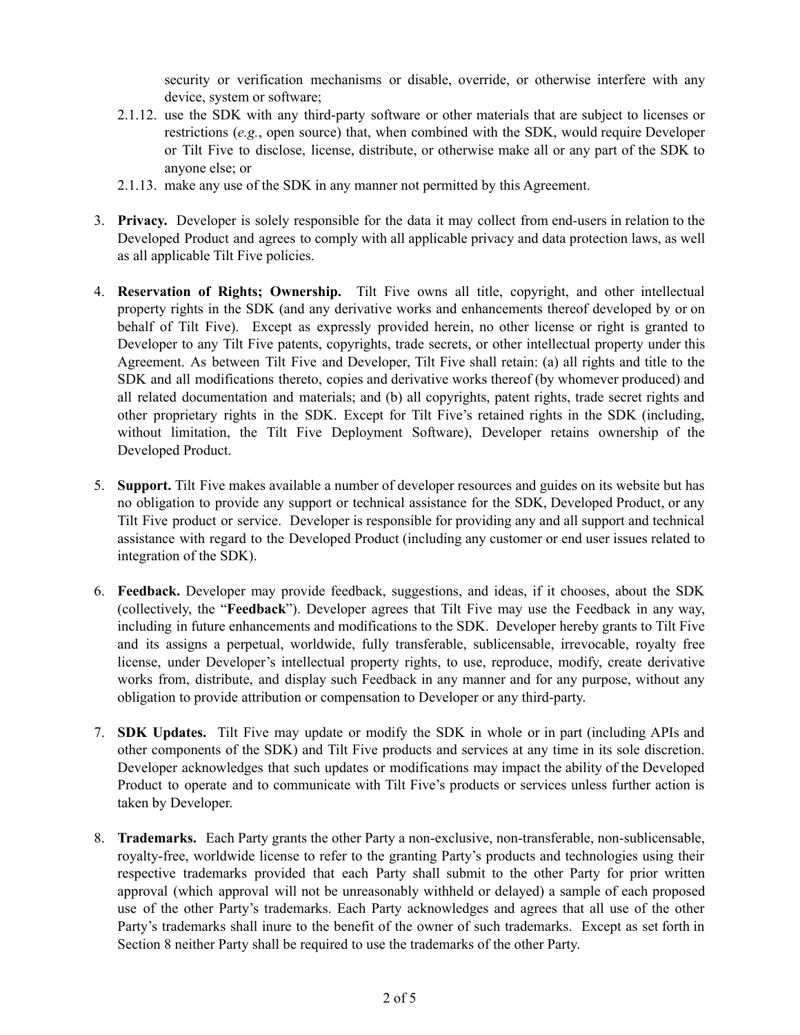security or verification mechanisms or disable, override, or otherwise interfere with any device, system or software;

2.1.12. use the SDK with any third-party software or other materials that are subject to licenses or restrictions (*e.g.*, open source) that, when combined with the SDK, would require Developer or Tilt Five to disclose, license, distribute, or otherwise make all or any part of the SDK to anyone else; or

2.1.13. make any use of the SDK in any manner not permitted by this Agreement.

3. **Privacy.** Developer is solely responsible for the data it may collect from end-users in relation to the Developed Product and agrees to comply with all applicable privacy and data protection laws, as well as all applicable Tilt Five policies.

4. **Reservation of Rights; Ownership.** Tilt Five owns all title, copyright, and other intellectual property rights in the SDK (and any derivative works and enhancements thereof developed by or on behalf of Tilt Five). Except as expressly provided herein, no other license or right is granted to Developer to any Tilt Five patents, copyrights, trade secrets, or other intellectual property under this Agreement. As between Tilt Five and Developer, Tilt Five shall retain: (a) all rights and title to the SDK and all modifications thereto, copies and derivative works thereof (by whomever produced) and all related documentation and materials; and (b) all copyrights, patent rights, trade secret rights and other proprietary rights in the SDK. Except for Tilt Five's retained rights in the SDK (including, without limitation, the Tilt Five Deployment Software), Developer retains ownership of the Developed Product.

5. **Support.** Tilt Five makes available a number of developer resources and guides on its website but has no obligation to provide any support or technical assistance for the SDK, Developed Product, or any Tilt Five product or service. Developer is responsible for providing any and all support and technical assistance with regard to the Developed Product (including any customer or end user issues related to integration of the SDK).

6. **Feedback.** Developer may provide feedback, suggestions, and ideas, if it chooses, about the SDK (collectively, the "**Feedback**"). Developer agrees that Tilt Five may use the Feedback in any way, including in future enhancements and modifications to the SDK. Developer hereby grants to Tilt Five and its assigns a perpetual, worldwide, fully transferable, sublicensable, irrevocable, royalty free license, under Developer's intellectual property rights, to use, reproduce, modify, create derivative works from, distribute, and display such Feedback in any manner and for any purpose, without any obligation to provide attribution or compensation to Developer or any third-party.

7. **SDK Updates.** Tilt Five may update or modify the SDK in whole or in part (including APIs and other components of the SDK) and Tilt Five products and services at any time in its sole discretion. Developer acknowledges that such updates or modifications may impact the ability of the Developed Product to operate and to communicate with Tilt Five's products or services unless further action is taken by Developer.

8. **Trademarks.** Each Party grants the other Party a non-exclusive, non-transferable, non-sublicensable, royalty-free, worldwide license to refer to the granting Party's products and technologies using their respective trademarks provided that each Party shall submit to the other Party for prior written approval (which approval will not be unreasonably withheld or delayed) a sample of each proposed use of the other Party's trademarks. Each Party acknowledges and agrees that all use of the other Party's trademarks shall inure to the benefit of the owner of such trademarks. Except as set forth in Section 8 neither Party shall be required to use the trademarks of the other Party.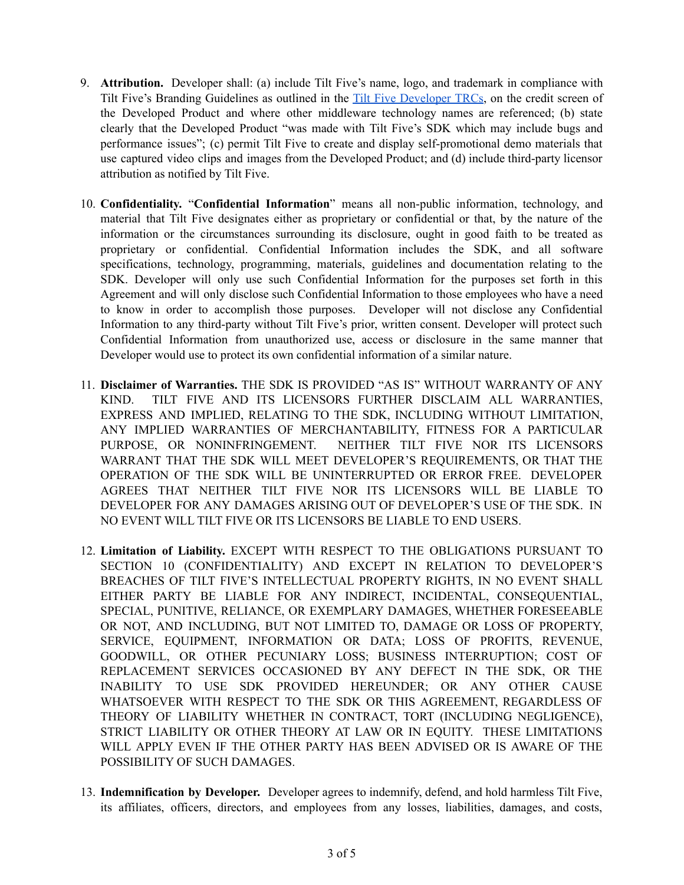9. **Attribution.** Developer shall: (a) include Tilt Five's name, logo, and trademark in compliance with Tilt Five's Branding Guidelines as outlined in the [Tilt Five Developer TRCs](), on the credit screen of the Developed Product and where other middleware technology names are referenced; (b) state clearly that the Developed Product "was made with Tilt Five's SDK which may include bugs and performance issues"; (c) permit Tilt Five to create and display self-promotional demo materials that use captured video clips and images from the Developed Product; and (d) include third-party licensor attribution as notified by Tilt Five.

10. **Confidentiality.** "**Confidential Information**" means all non-public information, technology, and material that Tilt Five designates either as proprietary or confidential or that, by the nature of the information or the circumstances surrounding its disclosure, ought in good faith to be treated as proprietary or confidential. Confidential Information includes the SDK, and all software specifications, technology, programming, materials, guidelines and documentation relating to the SDK. Developer will only use such Confidential Information for the purposes set forth in this Agreement and will only disclose such Confidential Information to those employees who have a need to know in order to accomplish those purposes. Developer will not disclose any Confidential Information to any third-party without Tilt Five's prior, written consent. Developer will protect such Confidential Information from unauthorized use, access or disclosure in the same manner that Developer would use to protect its own confidential information of a similar nature.

11. **Disclaimer of Warranties.** THE SDK IS PROVIDED "AS IS" WITHOUT WARRANTY OF ANY KIND. TILT FIVE AND ITS LICENSORS FURTHER DISCLAIM ALL WARRANTIES, EXPRESS AND IMPLIED, RELATING TO THE SDK, INCLUDING WITHOUT LIMITATION, ANY IMPLIED WARRANTIES OF MERCHANTABILITY, FITNESS FOR A PARTICULAR PURPOSE, OR NONINFRINGEMENT. NEITHER TILT FIVE NOR ITS LICENSORS WARRANT THAT THE SDK WILL MEET DEVELOPER'S REQUIREMENTS, OR THAT THE OPERATION OF THE SDK WILL BE UNINTERRUPTED OR ERROR FREE. DEVELOPER AGREES THAT NEITHER TILT FIVE NOR ITS LICENSORS WILL BE LIABLE TO DEVELOPER FOR ANY DAMAGES ARISING OUT OF DEVELOPER'S USE OF THE SDK. IN NO EVENT WILL TILT FIVE OR ITS LICENSORS BE LIABLE TO END USERS.

12. **Limitation of Liability.** EXCEPT WITH RESPECT TO THE OBLIGATIONS PURSUANT TO SECTION 10 (CONFIDENTIALITY) AND EXCEPT IN RELATION TO DEVELOPER'S BREACHES OF TILT FIVE'S INTELLECTUAL PROPERTY RIGHTS, IN NO EVENT SHALL EITHER PARTY BE LIABLE FOR ANY INDIRECT, INCIDENTAL, CONSEQUENTIAL, SPECIAL, PUNITIVE, RELIANCE, OR EXEMPLARY DAMAGES, WHETHER FORESEEABLE OR NOT, AND INCLUDING, BUT NOT LIMITED TO, DAMAGE OR LOSS OF PROPERTY, SERVICE, EQUIPMENT, INFORMATION OR DATA; LOSS OF PROFITS, REVENUE, GOODWILL, OR OTHER PECUNIARY LOSS; BUSINESS INTERRUPTION; COST OF REPLACEMENT SERVICES OCCASIONED BY ANY DEFECT IN THE SDK, OR THE INABILITY TO USE SDK PROVIDED HEREUNDER; OR ANY OTHER CAUSE WHATSOEVER WITH RESPECT TO THE SDK OR THIS AGREEMENT, REGARDLESS OF THEORY OF LIABILITY WHETHER IN CONTRACT, TORT (INCLUDING NEGLIGENCE), STRICT LIABILITY OR OTHER THEORY AT LAW OR IN EQUITY. THESE LIMITATIONS WILL APPLY EVEN IF THE OTHER PARTY HAS BEEN ADVISED OR IS AWARE OF THE POSSIBILITY OF SUCH DAMAGES.

13. **Indemnification by Developer.** Developer agrees to indemnify, defend, and hold harmless Tilt Five, its affiliates, officers, directors, and employees from any losses, liabilities, damages, and costs,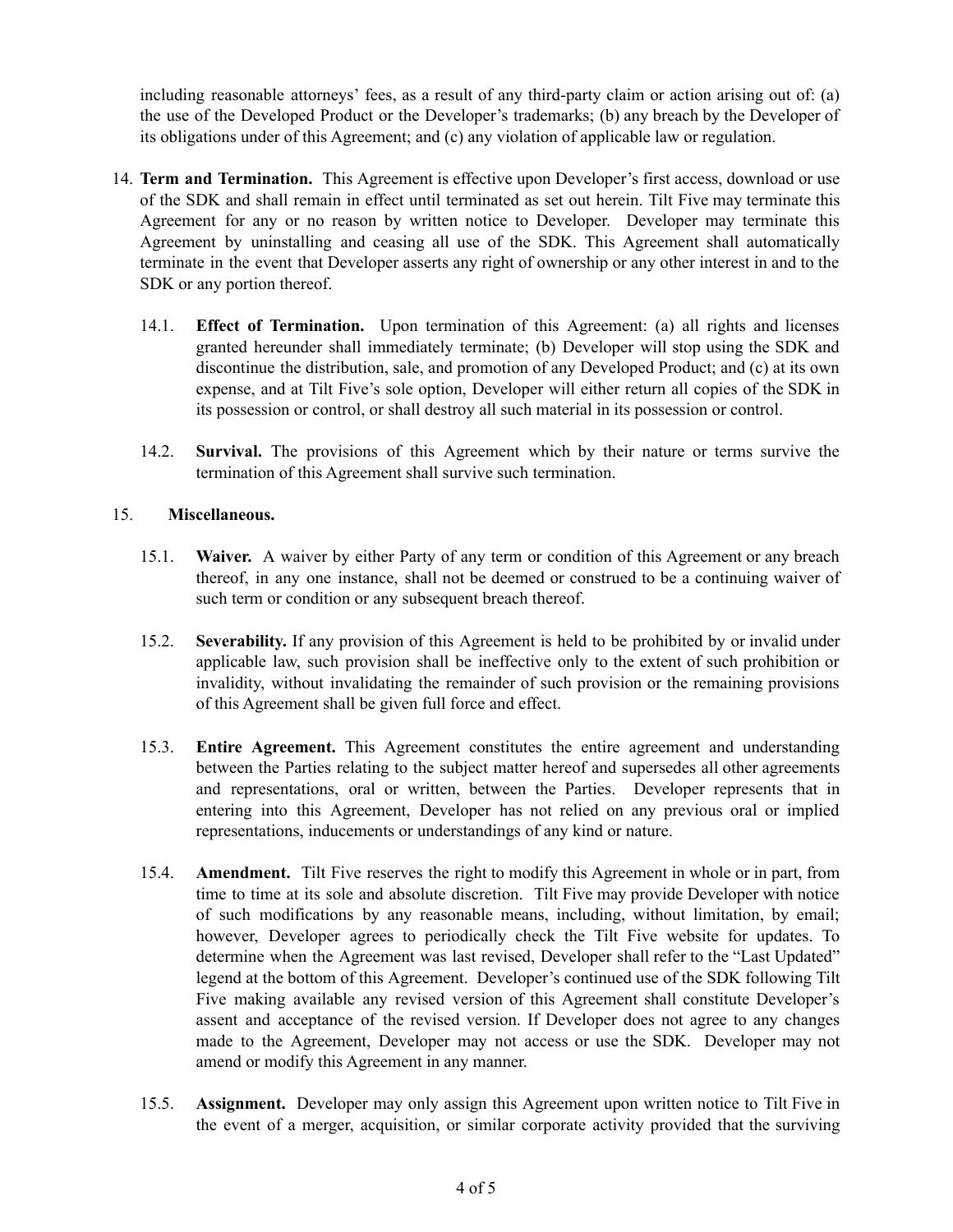including reasonable attorneys' fees, as a result of any third-party claim or action arising out of: (a) the use of the Developed Product or the Developer's trademarks; (b) any breach by the Developer of its obligations under of this Agreement; and (c) any violation of applicable law or regulation.

14. **Term and Termination.** This Agreement is effective upon Developer's first access, download or use of the SDK and shall remain in effect until terminated as set out herein. Tilt Five may terminate this Agreement for any or no reason by written notice to Developer. Developer may terminate this Agreement by uninstalling and ceasing all use of the SDK. This Agreement shall automatically terminate in the event that Developer asserts any right of ownership or any other interest in and to the SDK or any portion thereof.

    14.1. **Effect of Termination.** Upon termination of this Agreement: (a) all rights and licenses granted hereunder shall immediately terminate; (b) Developer will stop using the SDK and discontinue the distribution, sale, and promotion of any Developed Product; and (c) at its own expense, and at Tilt Five's sole option, Developer will either return all copies of the SDK in its possession or control, or shall destroy all such material in its possession or control.

    14.2. **Survival.** The provisions of this Agreement which by their nature or terms survive the termination of this Agreement shall survive such termination.

15. **Miscellaneous.**

    15.1. **Waiver.** A waiver by either Party of any term or condition of this Agreement or any breach thereof, in any one instance, shall not be deemed or construed to be a continuing waiver of such term or condition or any subsequent breach thereof.

    15.2. **Severability.** If any provision of this Agreement is held to be prohibited by or invalid under applicable law, such provision shall be ineffective only to the extent of such prohibition or invalidity, without invalidating the remainder of such provision or the remaining provisions of this Agreement shall be given full force and effect.

    15.3. **Entire Agreement.** This Agreement constitutes the entire agreement and understanding between the Parties relating to the subject matter hereof and supersedes all other agreements and representations, oral or written, between the Parties. Developer represents that in entering into this Agreement, Developer has not relied on any previous oral or implied representations, inducements or understandings of any kind or nature.

    15.4. **Amendment.** Tilt Five reserves the right to modify this Agreement in whole or in part, from time to time at its sole and absolute discretion. Tilt Five may provide Developer with notice of such modifications by any reasonable means, including, without limitation, by email; however, Developer agrees to periodically check the Tilt Five website for updates. To determine when the Agreement was last revised, Developer shall refer to the "Last Updated" legend at the bottom of this Agreement. Developer's continued use of the SDK following Tilt Five making available any revised version of this Agreement shall constitute Developer's assent and acceptance of the revised version. If Developer does not agree to any changes made to the Agreement, Developer may not access or use the SDK. Developer may not amend or modify this Agreement in any manner.

    15.5. **Assignment.** Developer may only assign this Agreement upon written notice to Tilt Five in the event of a merger, acquisition, or similar corporate activity provided that the surviving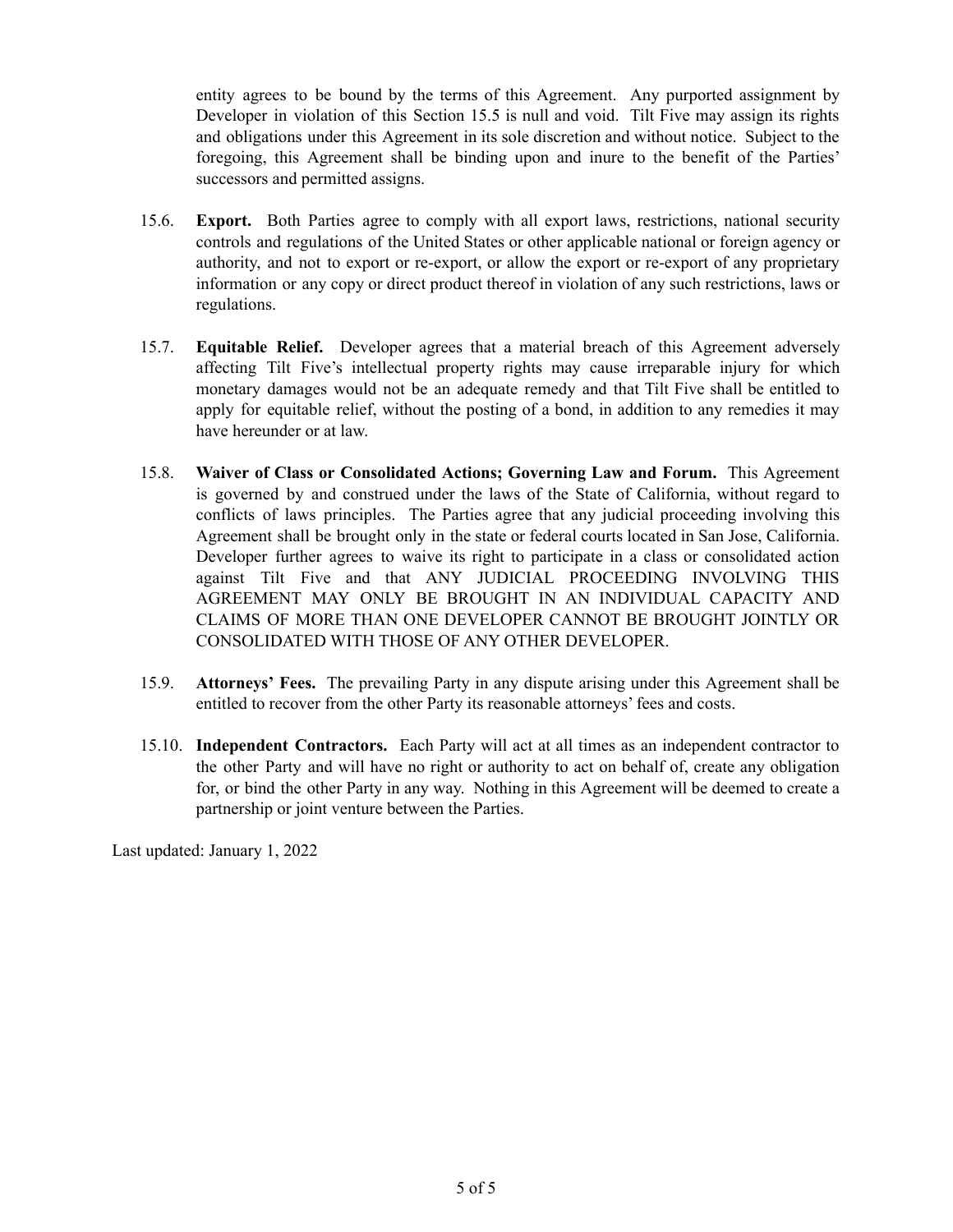entity agrees to be bound by the terms of this Agreement. Any purported assignment by Developer in violation of this Section 15.5 is null and void. Tilt Five may assign its rights and obligations under this Agreement in its sole discretion and without notice. Subject to the foregoing, this Agreement shall be binding upon and inure to the benefit of the Parties' successors and permitted assigns.

15.6. **Export.** Both Parties agree to comply with all export laws, restrictions, national security controls and regulations of the United States or other applicable national or foreign agency or authority, and not to export or re-export, or allow the export or re-export of any proprietary information or any copy or direct product thereof in violation of any such restrictions, laws or regulations.

15.7. **Equitable Relief.** Developer agrees that a material breach of this Agreement adversely affecting Tilt Five's intellectual property rights may cause irreparable injury for which monetary damages would not be an adequate remedy and that Tilt Five shall be entitled to apply for equitable relief, without the posting of a bond, in addition to any remedies it may have hereunder or at law.

15.8. **Waiver of Class or Consolidated Actions; Governing Law and Forum.** This Agreement is governed by and construed under the laws of the State of California, without regard to conflicts of laws principles. The Parties agree that any judicial proceeding involving this Agreement shall be brought only in the state or federal courts located in San Jose, California. Developer further agrees to waive its right to participate in a class or consolidated action against Tilt Five and that ANY JUDICIAL PROCEEDING INVOLVING THIS AGREEMENT MAY ONLY BE BROUGHT IN AN INDIVIDUAL CAPACITY AND CLAIMS OF MORE THAN ONE DEVELOPER CANNOT BE BROUGHT JOINTLY OR CONSOLIDATED WITH THOSE OF ANY OTHER DEVELOPER.

15.9. **Attorneys' Fees.** The prevailing Party in any dispute arising under this Agreement shall be entitled to recover from the other Party its reasonable attorneys' fees and costs.

15.10. **Independent Contractors.** Each Party will act at all times as an independent contractor to the other Party and will have no right or authority to act on behalf of, create any obligation for, or bind the other Party in any way. Nothing in this Agreement will be deemed to create a partnership or joint venture between the Parties.

Last updated: January 1, 2022